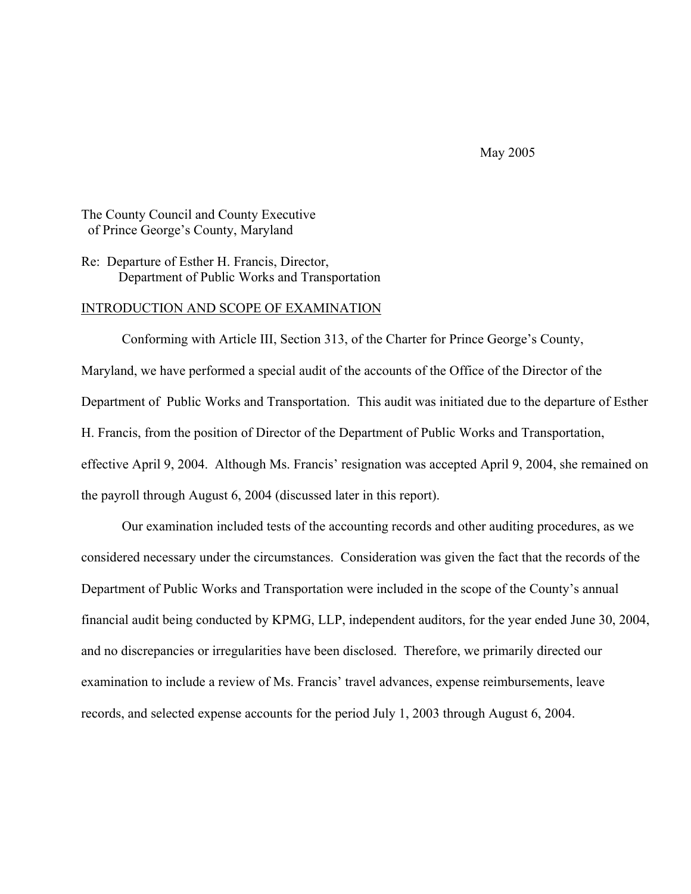May 2005

The County Council and County Executive
of Prince George's County, Maryland

Re: Departure of Esther H. Francis, Director,
Department of Public Works and Transportation

## INTRODUCTION AND SCOPE OF EXAMINATION

Conforming with Article III, Section 313, of the Charter for Prince George's County, Maryland, we have performed a special audit of the accounts of the Office of the Director of the Department of Public Works and Transportation. This audit was initiated due to the departure of Esther H. Francis, from the position of Director of the Department of Public Works and Transportation, effective April 9, 2004. Although Ms. Francis' resignation was accepted April 9, 2004, she remained on the payroll through August 6, 2004 (discussed later in this report).

Our examination included tests of the accounting records and other auditing procedures, as we considered necessary under the circumstances. Consideration was given the fact that the records of the Department of Public Works and Transportation were included in the scope of the County's annual financial audit being conducted by KPMG, LLP, independent auditors, for the year ended June 30, 2004, and no discrepancies or irregularities have been disclosed. Therefore, we primarily directed our examination to include a review of Ms. Francis' travel advances, expense reimbursements, leave records, and selected expense accounts for the period July 1, 2003 through August 6, 2004.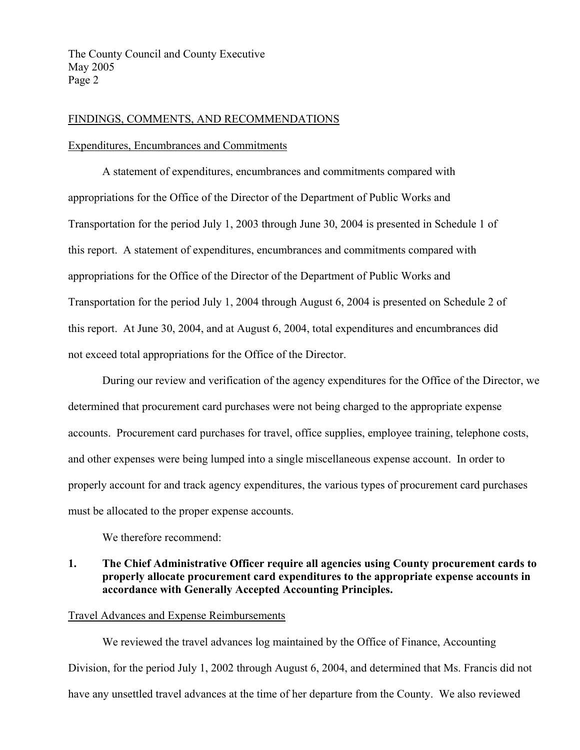## FINDINGS, COMMENTS, AND RECOMMENDATIONS

### Expenditures, Encumbrances and Commitments

A statement of expenditures, encumbrances and commitments compared with appropriations for the Office of the Director of the Department of Public Works and Transportation for the period July 1, 2003 through June 30, 2004 is presented in Schedule 1 of this report. A statement of expenditures, encumbrances and commitments compared with appropriations for the Office of the Director of the Department of Public Works and Transportation for the period July 1, 2004 through August 6, 2004 is presented on Schedule 2 of this report. At June 30, 2004, and at August 6, 2004, total expenditures and encumbrances did not exceed total appropriations for the Office of the Director.

During our review and verification of the agency expenditures for the Office of the Director, we determined that procurement card purchases were not being charged to the appropriate expense accounts. Procurement card purchases for travel, office supplies, employee training, telephone costs, and other expenses were being lumped into a single miscellaneous expense account. In order to properly account for and track agency expenditures, the various types of procurement card purchases must be allocated to the proper expense accounts.

We therefore recommend:

1. **The Chief Administrative Officer require all agencies using County procurement cards to properly allocate procurement card expenditures to the appropriate expense accounts in accordance with Generally Accepted Accounting Principles.**

### Travel Advances and Expense Reimbursements

We reviewed the travel advances log maintained by the Office of Finance, Accounting Division, for the period July 1, 2002 through August 6, 2004, and determined that Ms. Francis did not have any unsettled travel advances at the time of her departure from the County. We also reviewed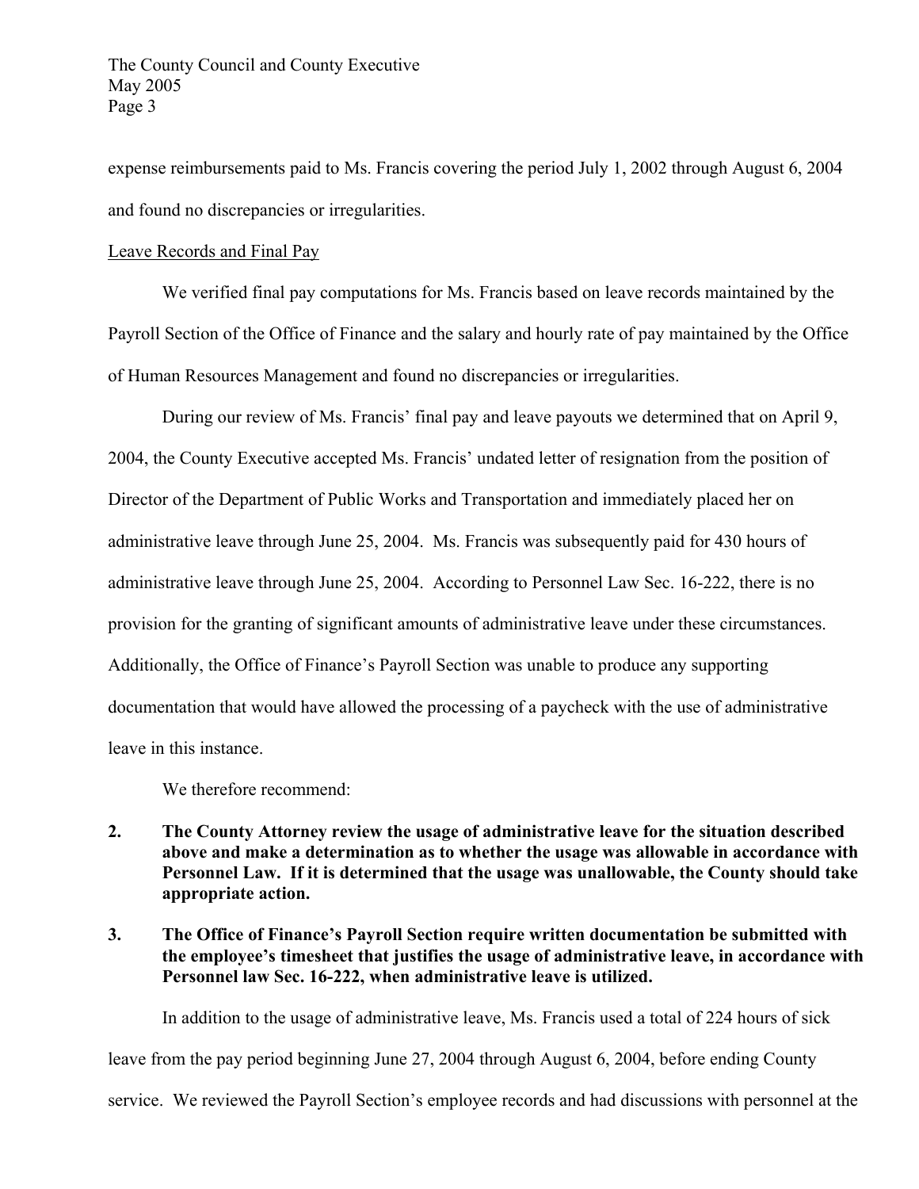expense reimbursements paid to Ms. Francis covering the period July 1, 2002 through August 6, 2004 and found no discrepancies or irregularities.

<u>Leave Records and Final Pay</u>

We verified final pay computations for Ms. Francis based on leave records maintained by the Payroll Section of the Office of Finance and the salary and hourly rate of pay maintained by the Office of Human Resources Management and found no discrepancies or irregularities.

During our review of Ms. Francis' final pay and leave payouts we determined that on April 9, 2004, the County Executive accepted Ms. Francis' undated letter of resignation from the position of Director of the Department of Public Works and Transportation and immediately placed her on administrative leave through June 25, 2004. Ms. Francis was subsequently paid for 430 hours of administrative leave through June 25, 2004. According to Personnel Law Sec. 16-222, there is no provision for the granting of significant amounts of administrative leave under these circumstances. Additionally, the Office of Finance's Payroll Section was unable to produce any supporting documentation that would have allowed the processing of a paycheck with the use of administrative leave in this instance.

We therefore recommend:

2. **The County Attorney review the usage of administrative leave for the situation described above and make a determination as to whether the usage was allowable in accordance with Personnel Law. If it is determined that the usage was unallowable, the County should take appropriate action.**

3. **The Office of Finance's Payroll Section require written documentation be submitted with the employee's timesheet that justifies the usage of administrative leave, in accordance with Personnel law Sec. 16-222, when administrative leave is utilized.**

In addition to the usage of administrative leave, Ms. Francis used a total of 224 hours of sick leave from the pay period beginning June 27, 2004 through August 6, 2004, before ending County service. We reviewed the Payroll Section's employee records and had discussions with personnel at the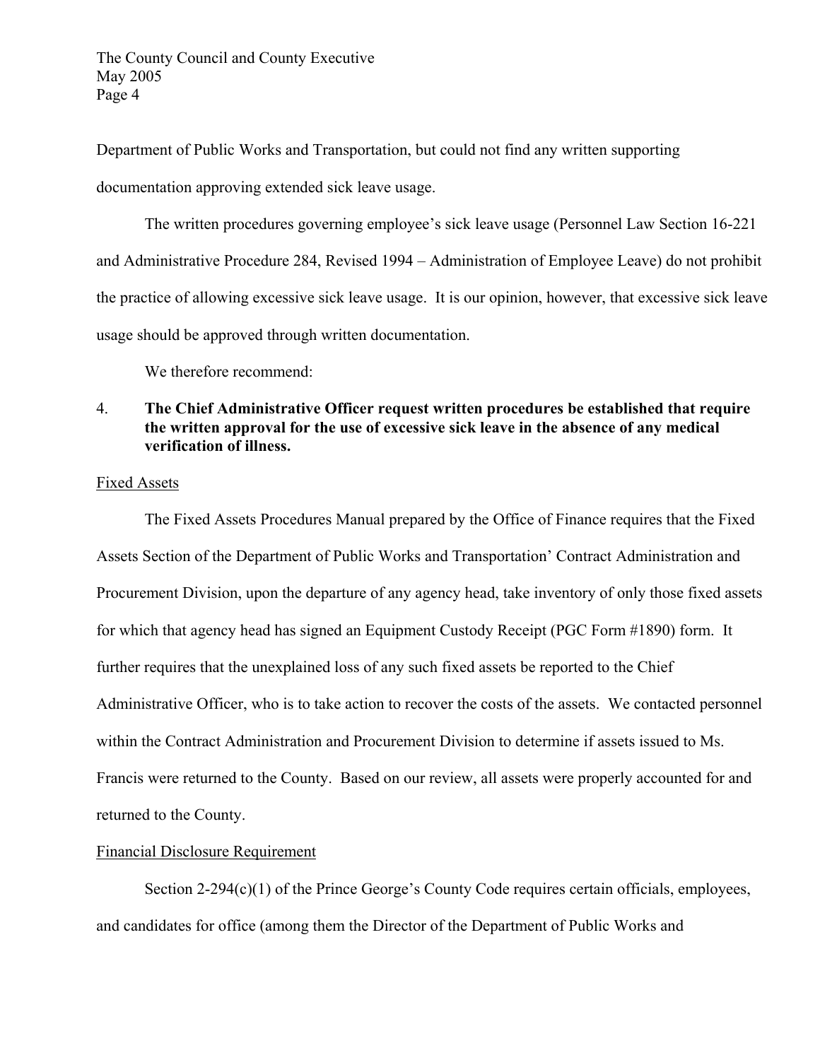Department of Public Works and Transportation, but could not find any written supporting documentation approving extended sick leave usage.

The written procedures governing employee's sick leave usage (Personnel Law Section 16-221 and Administrative Procedure 284, Revised 1994 – Administration of Employee Leave) do not prohibit the practice of allowing excessive sick leave usage. It is our opinion, however, that excessive sick leave usage should be approved through written documentation.

We therefore recommend:

4. **The Chief Administrative Officer request written procedures be established that require the written approval for the use of excessive sick leave in the absence of any medical verification of illness.**

Fixed Assets

The Fixed Assets Procedures Manual prepared by the Office of Finance requires that the Fixed Assets Section of the Department of Public Works and Transportation' Contract Administration and Procurement Division, upon the departure of any agency head, take inventory of only those fixed assets for which that agency head has signed an Equipment Custody Receipt (PGC Form #1890) form. It further requires that the unexplained loss of any such fixed assets be reported to the Chief Administrative Officer, who is to take action to recover the costs of the assets. We contacted personnel within the Contract Administration and Procurement Division to determine if assets issued to Ms. Francis were returned to the County. Based on our review, all assets were properly accounted for and returned to the County.

Financial Disclosure Requirement

Section 2-294(c)(1) of the Prince George's County Code requires certain officials, employees, and candidates for office (among them the Director of the Department of Public Works and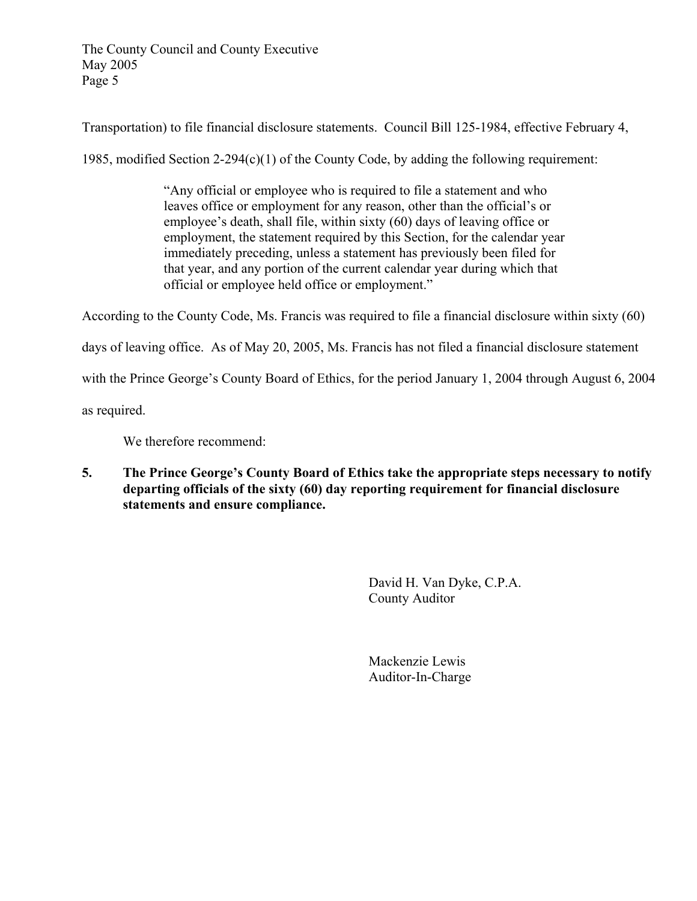Transportation) to file financial disclosure statements. Council Bill 125-1984, effective February 4, 1985, modified Section 2-294(c)(1) of the County Code, by adding the following requirement:

> "Any official or employee who is required to file a statement and who leaves office or employment for any reason, other than the official's or employee's death, shall file, within sixty (60) days of leaving office or employment, the statement required by this Section, for the calendar year immediately preceding, unless a statement has previously been filed for that year, and any portion of the current calendar year during which that official or employee held office or employment."

According to the County Code, Ms. Francis was required to file a financial disclosure within sixty (60) days of leaving office. As of May 20, 2005, Ms. Francis has not filed a financial disclosure statement with the Prince George's County Board of Ethics, for the period January 1, 2004 through August 6, 2004 as required.

We therefore recommend:

**5. The Prince George's County Board of Ethics take the appropriate steps necessary to notify departing officials of the sixty (60) day reporting requirement for financial disclosure statements and ensure compliance.**

David H. Van Dyke, C.P.A.
County Auditor

Mackenzie Lewis
Auditor-In-Charge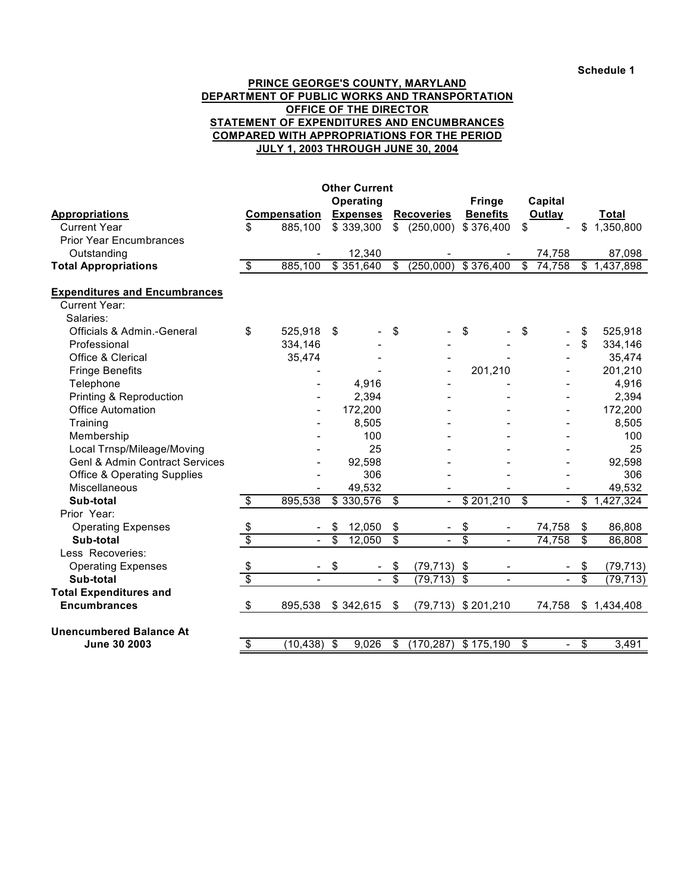Schedule 1

**PRINCE GEORGE'S COUNTY, MARYLAND**
**DEPARTMENT OF PUBLIC WORKS AND TRANSPORTATION**
**OFFICE OF THE DIRECTOR**
**STATEMENT OF EXPENDITURES AND ENCUMBRANCES**
**COMPARED WITH APPROPRIATIONS FOR THE PERIOD**
**JULY 1, 2003 THROUGH JUNE 30, 2004**

| Appropriations | Compensation | Other Current Operating Expenses | Recoveries | Fringe Benefits | Capital Outlay | Total |
|---|---|---|---|---|---|---|
| Current Year | $ 885,100 | $ 339,300 | $ (250,000) | $ 376,400 | $ - | $ 1,350,800 |
| Prior Year Encumbrances Outstanding | - | 12,340 | - | - | 74,758 | 87,098 |
| **Total Appropriations** | $ 885,100 | $ 351,640 | $ (250,000) | $ 376,400 | $ 74,758 | $ 1,437,898 |
| **Expenditures and Encumbrances** | | | | | | |
| Current Year: | | | | | | |
| Salaries: | | | | | | |
| Officials & Admin.-General | $ 525,918 | $ - | $ - | $ - | $ - | $ 525,918 |
| Professional | 334,146 | - | - | - | - | $ 334,146 |
| Office & Clerical | 35,474 | - | - | - | - | 35,474 |
| Fringe Benefits | - | - | - | 201,210 | - | 201,210 |
| Telephone | - | 4,916 | - | - | - | 4,916 |
| Printing & Reproduction | - | 2,394 | - | - | - | 2,394 |
| Office Automation | - | 172,200 | - | - | - | 172,200 |
| Training | - | 8,505 | - | - | - | 8,505 |
| Membership | - | 100 | - | - | - | 100 |
| Local Trnsp/Mileage/Moving | - | 25 | - | - | - | 25 |
| Genl & Admin Contract Services | - | 92,598 | - | - | - | 92,598 |
| Office & Operating Supplies | - | 306 | - | - | - | 306 |
| Miscellaneous | - | 49,532 | - | - | - | 49,532 |
| **Sub-total** | $ 895,538 | $ 330,576 | $ - | $ 201,210 | $ - | $ 1,427,324 |
| Prior Year: | | | | | | |
| Operating Expenses | $ - | $ 12,050 | $ - | $ - | 74,758 | $ 86,808 |
| **Sub-total** | $ - | $ 12,050 | $ - | $ - | 74,758 | $ 86,808 |
| Less Recoveries: | | | | | | |
| Operating Expenses | $ - | $ - | $ (79,713) | $ - | - | $ (79,713) |
| **Sub-total** | $ - | - | $ (79,713) | $ - | - | $ (79,713) |
| **Total Expenditures and Encumbrances** | $ 895,538 | $ 342,615 | $ (79,713) | $ 201,210 | 74,758 | $ 1,434,408 |
| **Unencumbered Balance At June 30 2003** | $ (10,438) | $ 9,026 | $ (170,287) | $ 175,190 | $ - | $ 3,491 |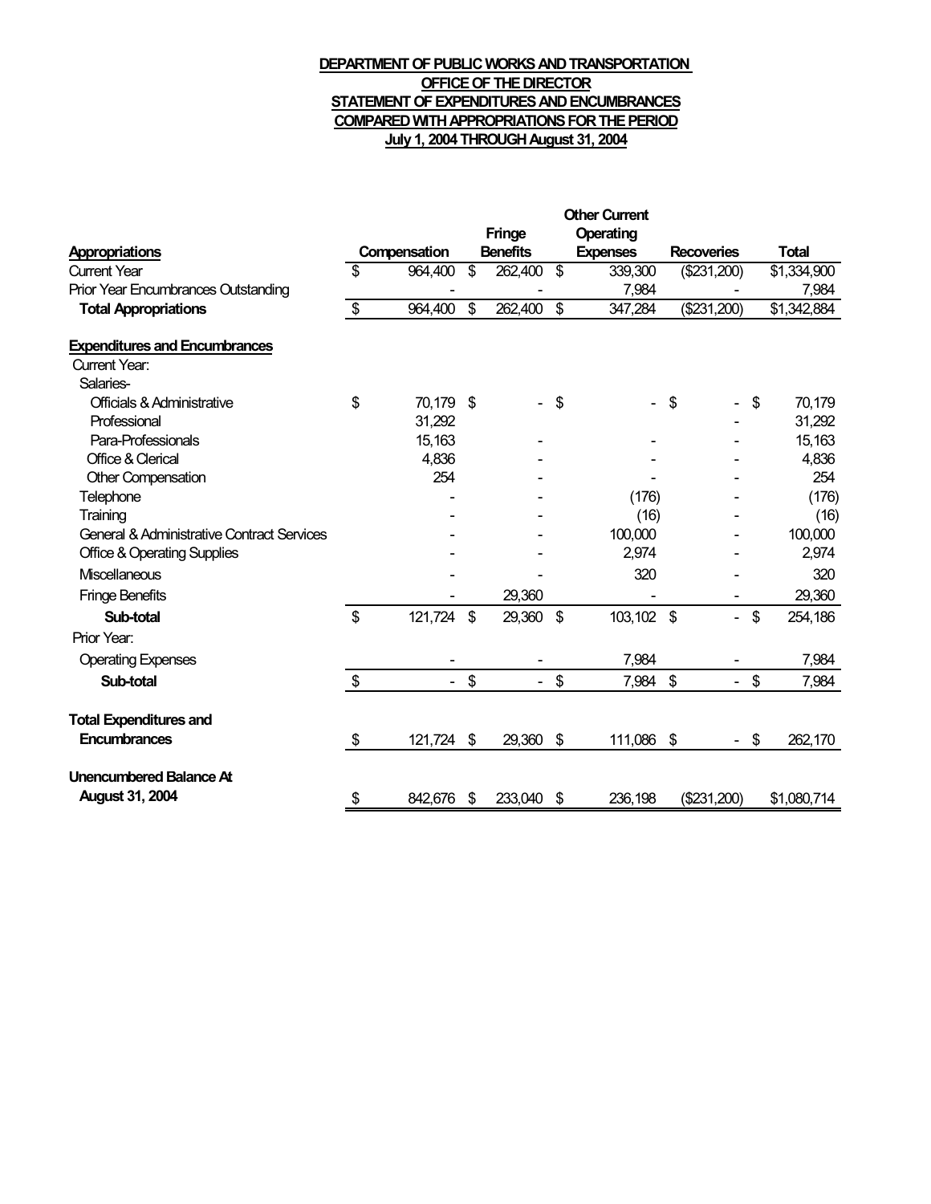**DEPARTMENT OF PUBLIC WORKS AND TRANSPORTATION**
**OFFICE OF THE DIRECTOR**
**STATEMENT OF EXPENDITURES AND ENCUMBRANCES**
**COMPARED WITH APPROPRIATIONS FOR THE PERIOD**
**July 1, 2004 THROUGH August 31, 2004**

| Appropriations | Compensation | Fringe Benefits | Other Current Operating Expenses | Recoveries | Total |
|---|---|---|---|---|---|
| Current Year | $ 964,400 | $ 262,400 | $ 339,300 | ($231,200) | $1,334,900 |
| Prior Year Encumbrances Outstanding | - | - | 7,984 | - | 7,984 |
| **Total Appropriations** | $ 964,400 | $ 262,400 | $ 347,284 | ($231,200) | $1,342,884 |
| **Expenditures and Encumbrances** | | | | | |
| Current Year: | | | | | |
| Salaries- | | | | | |
| Officials & Administrative | $ 70,179 | $ - | $ - | $ - | $ 70,179 |
| Professional | 31,292 | | | - | 31,292 |
| Para-Professionals | 15,163 | - | - | - | 15,163 |
| Office & Clerical | 4,836 | - | - | - | 4,836 |
| Other Compensation | 254 | - | - | - | 254 |
| Telephone | - | - | (176) | - | (176) |
| Training | - | - | (16) | - | (16) |
| General & Administrative Contract Services | - | - | 100,000 | - | 100,000 |
| Office & Operating Supplies | - | - | 2,974 | - | 2,974 |
| Miscellaneous | - | - | 320 | - | 320 |
| Fringe Benefits | - | 29,360 | - | - | 29,360 |
| **Sub-total** | $ 121,724 | $ 29,360 | $ 103,102 | $ - | $ 254,186 |
| Prior Year: | | | | | |
| Operating Expenses | - | - | 7,984 | - | 7,984 |
| **Sub-total** | $ - | $ - | $ 7,984 | $ - | $ 7,984 |
| **Total Expenditures and Encumbrances** | $ 121,724 | $ 29,360 | $ 111,086 | $ - | $ 262,170 |
| **Unencumbered Balance At August 31, 2004** | $ 842,676 | $ 233,040 | $ 236,198 | ($231,200) | $1,080,714 |